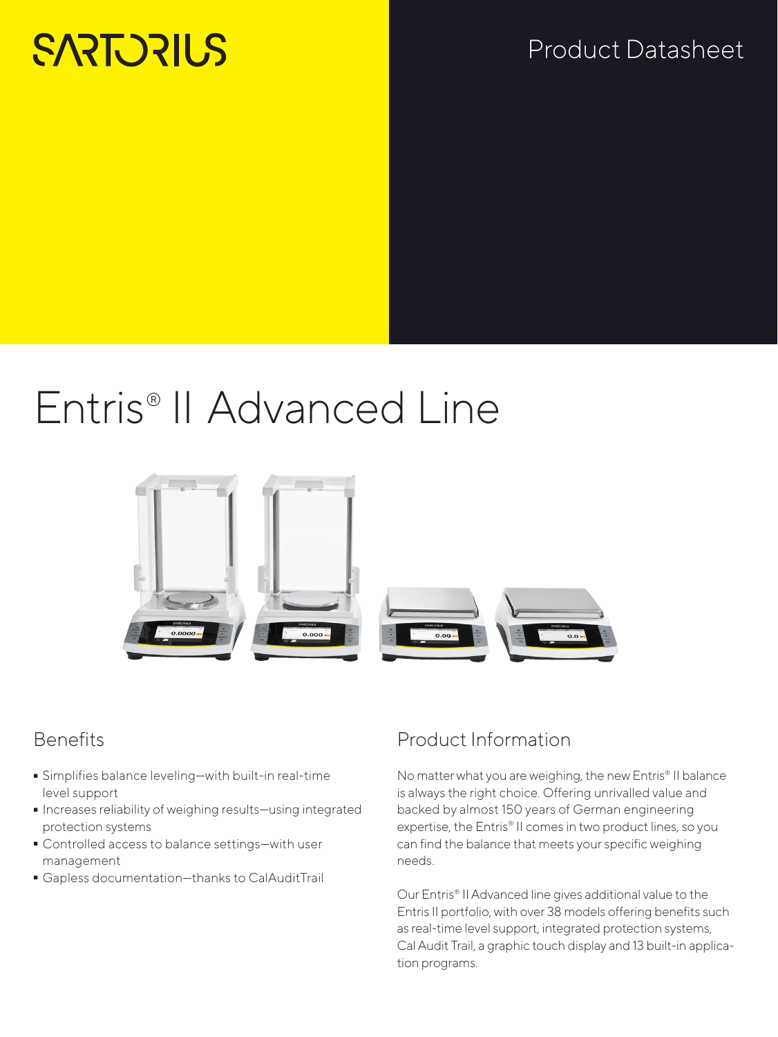SARTORIUS

Product Datasheet

# Entris® II Advanced Line

## Benefits

- Simplifies balance leveling—with built-in real-time level support
- Increases reliability of weighing results—using integrated protection systems
- Controlled access to balance settings—with user management
- Gapless documentation—thanks to CalAuditTrail

## Product Information

No matter what you are weighing, the new Entris® II balance is always the right choice. Offering unrivalled value and backed by almost 150 years of German engineering expertise, the Entris® II comes in two product lines, so you can find the balance that meets your specific weighing needs.

Our Entris® II Advanced line gives additional value to the Entris II portfolio, with over 38 models offering benefits such as real-time level support, integrated protection systems, Cal Audit Trail, a graphic touch display and 13 built-in application programs.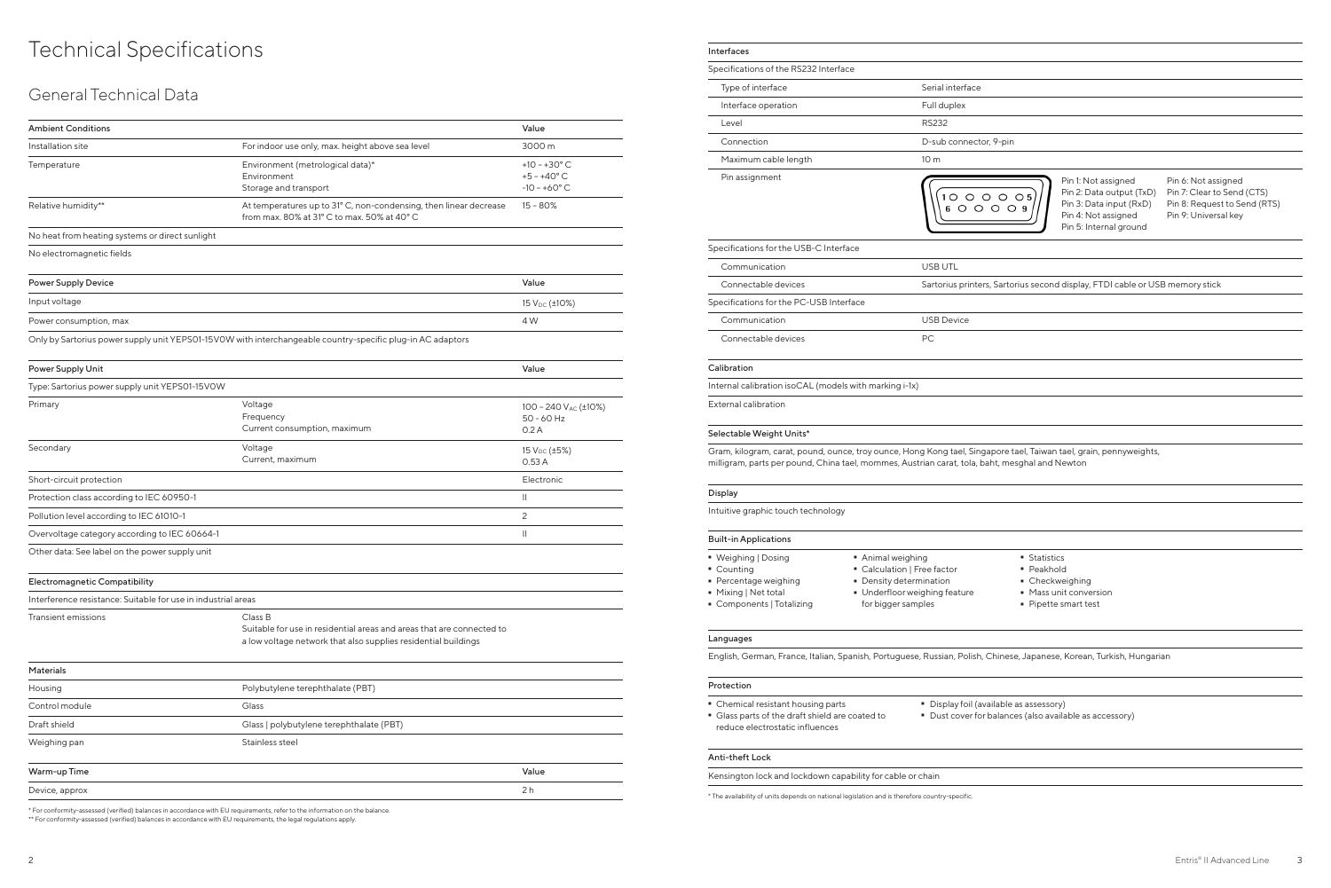# Technical Specifications

## General Technical Data

| Ambient Conditions | | Value |
|---|---|---|
| Installation site | For indoor use only, max. height above sea level | 3000 m |
| Temperature | Environment (metrological data)*<br>Environment<br>Storage and transport | +10 – +30° C<br>+5 – +40° C<br>-10 – +60° C |
| Relative humidity** | At temperatures up to 31° C, non-condensing, then linear decrease from max. 80% at 31° C to max. 50% at 40° C | 15 – 80% |
| No heat from heating systems or direct sunlight | | |
| No electromagnetic fields | | |

| Power Supply Device | | Value |
|---|---|---|
| Input voltage | | 15 $V_{DC}$ (±10%) |
| Power consumption, max | | 4 W |
| Only by Sartorius power supply unit YEPS01-15V0W with interchangeable country-specific plug-in AC adaptors | | |

| Power Supply Unit | | Value |
|---|---|---|
| Type: Sartorius power supply unit YEPS01-15V0W | | |
| Primary | Voltage<br>Frequency<br>Current consumption, maximum | 100 – 240 $V_{AC}$ (±10%)<br>50 – 60 Hz<br>0.2 A |
| Secondary | Voltage<br>Current, maximum | 15 $V_{DC}$ (±5%)<br>0.53 A |
| Short-circuit protection | | Electronic |
| Protection class according to IEC 60950-1 | | II |
| Pollution level according to IEC 61010-1 | | 2 |
| Overvoltage category according to IEC 60664-1 | | II |
| Other data: See label on the power supply unit | | |

| Electromagnetic Compatibility | |
|---|---|
| Interference resistance: Suitable for use in industrial areas | |
| Transient emissions | Class B<br>Suitable for use in residential areas and areas that are connected to a low voltage network that also supplies residential buildings |

| Materials | |
|---|---|
| Housing | Polybutylene terephthalate (PBT) |
| Control module | Glass |
| Draft shield | Glass \| polybutylene terephthalate (PBT) |
| Weighing pan | Stainless steel |

| Warm-up Time | Value |
|---|---|
| Device, approx | 2 h |

\* For conformity-assessed (verified) balances in accordance with EU requirements, refer to the information on the balance.
\*\* For conformity-assessed (verified) balances in accordance with EU requirements, the legal regulations apply.

### Interfaces

**Specifications of the RS232 Interface**

| | |
|---|---|
| Type of interface | Serial interface |
| Interface operation | Full duplex |
| Level | RS232 |
| Connection | D-sub connector, 9-pin |
| Maximum cable length | 10 m |
| Pin assignment | Pin 1: Not assigned<br>Pin 2: Data output (TxD)<br>Pin 3: Data input (RxD)<br>Pin 4: Not assigned<br>Pin 5: Internal ground<br>Pin 6: Not assigned<br>Pin 7: Clear to Send (CTS)<br>Pin 8: Request to Send (RTS)<br>Pin 9: Universal key |

**Specifications for the USB-C Interface**

| | |
|---|---|
| Communication | USB UTL |
| Connectable devices | Sartorius printers, Sartorius second display, FTDI cable or USB memory stick |

**Specifications for the PC-USB Interface**

| | |
|---|---|
| Communication | USB Device |
| Connectable devices | PC |

### Calibration

Internal calibration isoCAL (models with marking i-1x)

External calibration

### Selectable Weight Units*

Gram, kilogram, carat, pound, ounce, troy ounce, Hong Kong tael, Singapore tael, Taiwan tael, grain, pennyweights, milligram, parts per pound, China tael, mommes, Austrian carat, tola, baht, mesghal and Newton

### Display

Intuitive graphic touch technology

### Built-in Applications

- Weighing | Dosing
- Counting
- Percentage weighing
- Mixing | Net total
- Components | Totalizing
- Animal weighing
- Calculation | Free factor
- Density determination
- Underfloor weighing feature for bigger samples
- Statistics
- Peakhold
- Checkweighing
- Mass unit conversion
- Pipette smart test

### Languages

English, German, France, Italian, Spanish, Portuguese, Russian, Polish, Chinese, Japanese, Korean, Turkish, Hungarian

### Protection

- Chemical resistant housing parts
- Glass parts of the draft shield are coated to reduce electrostatic influences
- Display foil (available as assessory)
- Dust cover for balances (also available as accessory)

### Anti-theft Lock

Kensington lock and lockdown capability for cable or chain

\* The availability of units depends on national legislation and is therefore country-specific.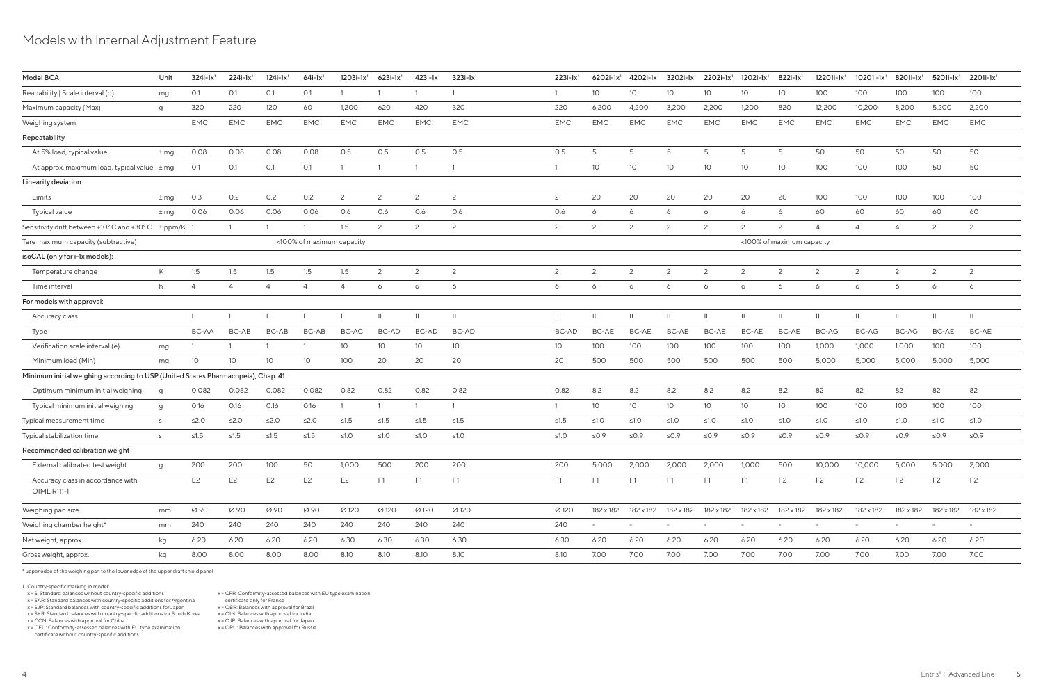# Models with Internal Adjustment Feature

| Model BCA | Unit | 324i-1x[1] | 224i-1x[1] | 124i-1x[1] | 64i-1x[1] | 1203i-1x[1] | 623i-1x[1] | 423i-1x[1] | 323i-1x[1] | 223i-1x[1] | 6202i-1x[1] | 4202i-1x[1] | 3202i-1x[1] | 2202i-1x[1] | 1202i-1x[1] | 822i-1x[1] | 12201i-1x[1] | 10201i-1x[1] | 8201i-1x[1] | 5201i-1x[1] | 2201i-1x[1] |
|---|---|---|---|---|---|---|---|---|---|---|---|---|---|---|---|---|---|---|---|---|---|
| Readability \| Scale interval (d) | mg | 0.1 | 0.1 | 0.1 | 0.1 | 1 | 1 | 1 | 1 | 1 | 10 | 10 | 10 | 10 | 10 | 10 | 100 | 100 | 100 | 100 | 100 |
| Maximum capacity (Max) | g | 320 | 220 | 120 | 60 | 1,200 | 620 | 420 | 320 | 220 | 6,200 | 4,200 | 3,200 | 2,200 | 1,200 | 820 | 12,200 | 10,200 | 8,200 | 5,200 | 2,200 |
| Weighing system | | EMC | EMC | EMC | EMC | EMC | EMC | EMC | EMC | EMC | EMC | EMC | EMC | EMC | EMC | EMC | EMC | EMC | EMC | EMC | EMC |
| Repeatability | | | | | | | | | | | | | | | | | | | | | |
| At 5% load, typical value | ± mg | 0.08 | 0.08 | 0.08 | 0.08 | 0.5 | 0.5 | 0.5 | 0.5 | 0.5 | 5 | 5 | 5 | 5 | 5 | 5 | 50 | 50 | 50 | 50 | 50 |
| At approx. maximum load, typical value | ± mg | 0.1 | 0.1 | 0.1 | 0.1 | 1 | 1 | 1 | 1 | 1 | 10 | 10 | 10 | 10 | 10 | 10 | 100 | 100 | 100 | 50 | 50 |
| Linearity deviation | | | | | | | | | | | | | | | | | | | | | |
| Limits | ± mg | 0.3 | 0.2 | 0.2 | 0.2 | 2 | 2 | 2 | 2 | 2 | 20 | 20 | 20 | 20 | 20 | 20 | 100 | 100 | 100 | 100 | 100 |
| Typical value | ± mg | 0.06 | 0.06 | 0.06 | 0.06 | 0.6 | 0.6 | 0.6 | 0.6 | 0.6 | 6 | 6 | 6 | 6 | 6 | 6 | 60 | 60 | 60 | 60 | 60 |
| Sensitivity drift between +10° C and +30° C | ± ppm/K | 1 | 1 | 1 | 1 | 1.5 | 2 | 2 | 2 | 2 | 2 | 2 | 2 | 2 | 2 | 2 | 4 | 4 | 4 | 2 | 2 |
| Tare maximum capacity (subtractive) | | <100% of maximum capacity | | | | | | | | <100% of maximum capacity | | | | | | | | | | | |
| isoCAL (only for i-1x models): | | | | | | | | | | | | | | | | | | | | | |
| Temperature change | K | 1.5 | 1.5 | 1.5 | 1.5 | 1.5 | 2 | 2 | 2 | 2 | 2 | 2 | 2 | 2 | 2 | 2 | 2 | 2 | 2 | 2 | 2 |
| Time interval | h | 4 | 4 | 4 | 4 | 4 | 6 | 6 | 6 | 6 | 6 | 6 | 6 | 6 | 6 | 6 | 6 | 6 | 6 | 6 | 6 |
| For models with approval: | | | | | | | | | | | | | | | | | | | | | |
| Accuracy class | | I | I | I | I | I | II | II | II | II | II | II | II | II | II | II | II | II | II | II | II |
| Type | | BC-AA | BC-AB | BC-AB | BC-AB | BC-AC | BC-AD | BC-AD | BC-AD | BC-AD | BC-AE | BC-AE | BC-AE | BC-AE | BC-AE | BC-AE | BC-AG | BC-AG | BC-AG | BC-AE | BC-AE |
| Verification scale interval (e) | mg | 1 | 1 | 1 | 1 | 10 | 10 | 10 | 10 | 10 | 100 | 100 | 100 | 100 | 100 | 100 | 1,000 | 1,000 | 1,000 | 100 | 100 |
| Minimum load (Min) | mg | 10 | 10 | 10 | 10 | 100 | 20 | 20 | 20 | 20 | 500 | 500 | 500 | 500 | 500 | 500 | 5,000 | 5,000 | 5,000 | 5,000 | 5,000 |
| Minimum initial weighing according to USP (United States Pharmacopeia), Chap. 41 | | | | | | | | | | | | | | | | | | | | | |
| Optimum minimum initial weighing | g | 0.082 | 0.082 | 0.082 | 0.082 | 0.82 | 0.82 | 0.82 | 0.82 | 0.82 | 8.2 | 8.2 | 8.2 | 8.2 | 8.2 | 8.2 | 82 | 82 | 82 | 82 | 82 |
| Typical minimum initial weighing | g | 0.16 | 0.16 | 0.16 | 0.16 | 1 | 1 | 1 | 1 | 1 | 10 | 10 | 10 | 10 | 10 | 10 | 100 | 100 | 100 | 100 | 100 |
| Typical measurement time | s | ≤2.0 | ≤2.0 | ≤2.0 | ≤2.0 | ≤1.5 | ≤1.5 | ≤1.5 | ≤1.5 | ≤1.5 | ≤1.0 | ≤1.0 | ≤1.0 | ≤1.0 | ≤1.0 | ≤1.0 | ≤1.0 | ≤1.0 | ≤1.0 | ≤1.0 | ≤1.0 |
| Typical stabilization time | s | ≤1.5 | ≤1.5 | ≤1.5 | ≤1.5 | ≤1.0 | ≤1.0 | ≤1.0 | ≤1.0 | ≤1.0 | ≤0.9 | ≤0.9 | ≤0.9 | ≤0.9 | ≤0.9 | ≤0.9 | ≤0.9 | ≤0.9 | ≤0.9 | ≤0.9 | ≤0.9 |
| Recommended calibration weight | | | | | | | | | | | | | | | | | | | | | |
| External calibrated test weight | g | 200 | 200 | 100 | 50 | 1,000 | 500 | 200 | 200 | 200 | 5,000 | 2,000 | 2,000 | 2,000 | 1,000 | 500 | 10,000 | 10,000 | 5,000 | 5,000 | 2,000 |
| Accuracy class in accordance with OIML R111-1 | | E2 | E2 | E2 | E2 | E2 | F1 | F1 | F1 | F1 | F1 | F1 | F1 | F1 | F1 | F2 | F2 | F2 | F2 | F2 | F2 |
| Weighing pan size | mm | Ø 90 | Ø 90 | Ø 90 | Ø 90 | Ø 120 | Ø 120 | Ø 120 | Ø 120 | Ø 120 | 182 x 182 | 182 x 182 | 182 x 182 | 182 x 182 | 182 x 182 | 182 x 182 | 182 x 182 | 182 x 182 | 182 x 182 | 182 x 182 | 182 x 182 |
| Weighing chamber height* | mm | 240 | 240 | 240 | 240 | 240 | 240 | 240 | 240 | 240 | - | - | - | - | - | - | - | - | - | - | - |
| Net weight, approx. | kg | 6.20 | 6.20 | 6.20 | 6.20 | 6.30 | 6.30 | 6.30 | 6.30 | 6.30 | 6.20 | 6.20 | 6.20 | 6.20 | 6.20 | 6.20 | 6.20 | 6.20 | 6.20 | 6.20 | 6.20 |
| Gross weight, approx. | kg | 8.00 | 8.00 | 8.00 | 8.00 | 8.10 | 8.10 | 8.10 | 8.10 | 8.10 | 7.00 | 7.00 | 7.00 | 7.00 | 7.00 | 7.00 | 7.00 | 7.00 | 7.00 | 7.00 | 7.00 |

\* upper edge of the weighing pan to the lower edge of the upper draft shield panel

1 Country-specific marking in model:
- x = S: Standard balances without country-specific additions
- x = SAR: Standard balances with country-specific additions for Argentina
- x = SJP: Standard balances with country-specific additions for Japan
- x = SKR: Standard balances with country-specific additions for South Korea
- x = CCN: Balances with approval for China
- x = CEU: Conformity-assessed balances with EU type examination certificate without country-specific additions
- x = CFR: Conformity-assessed balances with EU type examination certificate only for France
- x = OBR: Balances with approval for Brazil
- x = OIN: Balances with approval for India
- x = OJP: Balances with approval for Japan
- x = ORU: Balances with approval for Russia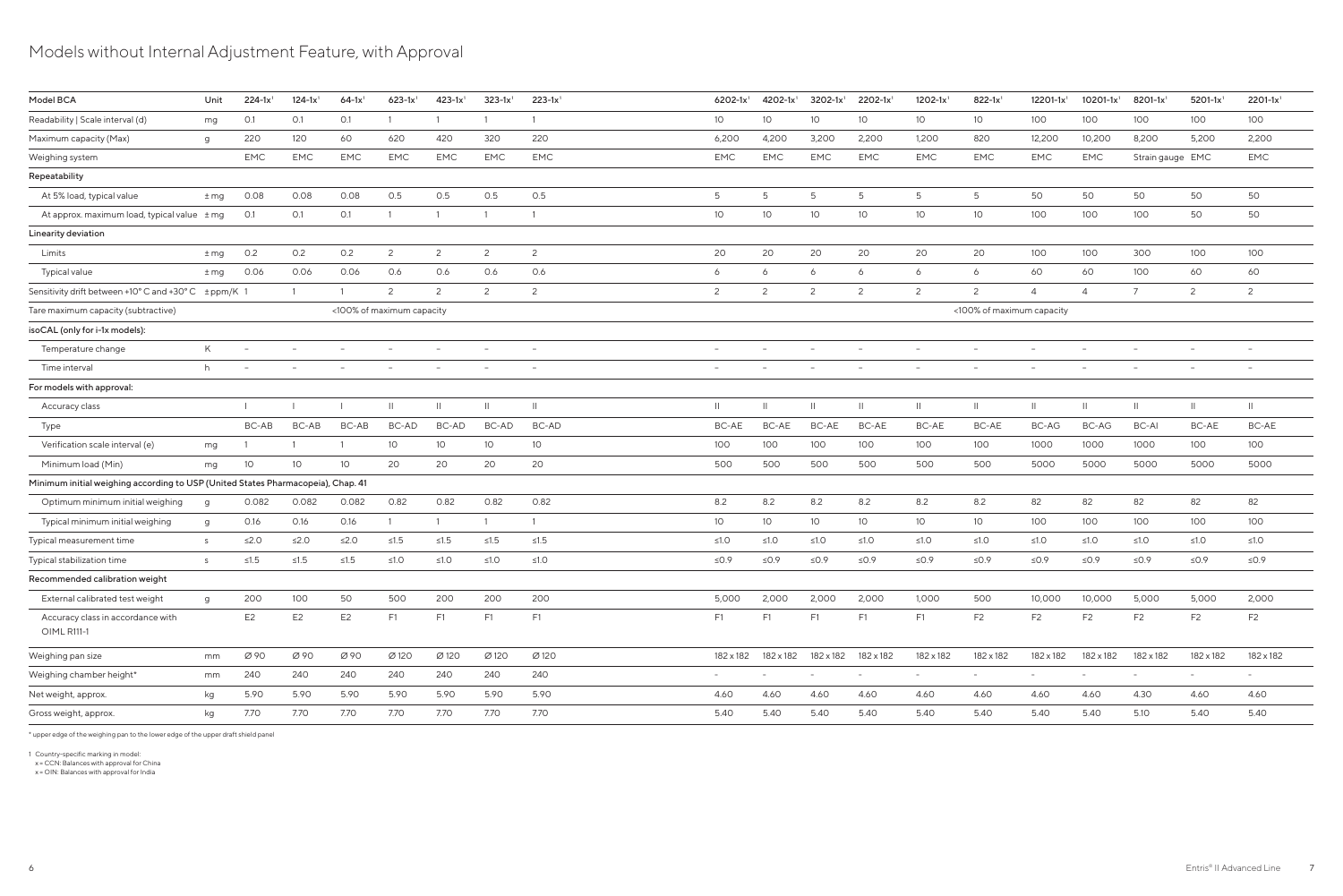# Models without Internal Adjustment Feature, with Approval

| Model BCA | Unit | 224-1x[1] | 124-1x[1] | 64-1x[1] | 623-1x[1] | 423-1x[1] | 323-1x[1] | 223-1x[1] | 6202-1x[1] | 4202-1x[1] | 3202-1x[1] | 2202-1x[1] | 1202-1x[1] | 822-1x[1] | 12201-1x[1] | 10201-1x[1] | 8201-1x[1] | 5201-1x[1] | 2201-1x[1] |
|---|---|---|---|---|---|---|---|---|---|---|---|---|---|---|---|---|---|---|---|
| Readability \| Scale interval (d) | mg | 0.1 | 0.1 | 0.1 | 1 | 1 | 1 | 1 | 10 | 10 | 10 | 10 | 10 | 10 | 100 | 100 | 100 | 100 | 100 |
| Maximum capacity (Max) | g | 220 | 120 | 60 | 620 | 420 | 320 | 220 | 6,200 | 4,200 | 3,200 | 2,200 | 1,200 | 820 | 12,200 | 10,200 | 8,200 | 5,200 | 2,200 |
| Weighing system | | EMC | EMC | EMC | EMC | EMC | EMC | EMC | EMC | EMC | EMC | EMC | EMC | EMC | EMC | EMC | Strain gauge | EMC | EMC |
| Repeatability | | | | | | | | | | | | | | | | | | | |
| At 5% load, typical value | ± mg | 0.08 | 0.08 | 0.08 | 0.5 | 0.5 | 0.5 | 0.5 | 5 | 5 | 5 | 5 | 5 | 5 | 50 | 50 | 50 | 50 | 50 |
| At approx. maximum load, typical value | ± mg | 0.1 | 0.1 | 0.1 | 1 | 1 | 1 | 1 | 10 | 10 | 10 | 10 | 10 | 10 | 100 | 100 | 100 | 50 | 50 |
| Linearity deviation | | | | | | | | | | | | | | | | | | | |
| Limits | ± mg | 0.2 | 0.2 | 0.2 | 2 | 2 | 2 | 2 | 20 | 20 | 20 | 20 | 20 | 20 | 100 | 100 | 300 | 100 | 100 |
| Typical value | ± mg | 0.06 | 0.06 | 0.06 | 0.6 | 0.6 | 0.6 | 0.6 | 6 | 6 | 6 | 6 | 6 | 6 | 60 | 60 | 100 | 60 | 60 |
| Sensitivity drift between +10° C and +30° C | ± ppm/K | 1 | 1 | 1 | 2 | 2 | 2 | 2 | 2 | 2 | 2 | 2 | 2 | 2 | 4 | 4 | 7 | 2 | 2 |
| Tare maximum capacity (subtractive) | | <100% of maximum capacity | | | | | | | <100% of maximum capacity | | | | | | | | | | |
| isoCAL (only for i-1x models): | | | | | | | | | | | | | | | | | | | |
| Temperature change | K | – | – | – | – | – | – | – | – | – | – | – | – | – | – | – | – | – | – |
| Time interval | h | – | – | – | – | – | – | – | – | – | – | – | – | – | – | – | – | – | – |
| For models with approval: | | | | | | | | | | | | | | | | | | | |
| Accuracy class | | I | I | I | II | II | II | II | II | II | II | II | II | II | II | II | II | II | II |
| Type | | BC-AB | BC-AB | BC-AB | BC-AD | BC-AD | BC-AD | BC-AD | BC-AE | BC-AE | BC-AE | BC-AE | BC-AE | BC-AE | BC-AG | BC-AG | BC-AI | BC-AE | BC-AE |
| Verification scale interval (e) | mg | 1 | 1 | 1 | 10 | 10 | 10 | 10 | 100 | 100 | 100 | 100 | 100 | 100 | 1000 | 1000 | 1000 | 100 | 100 |
| Minimum load (Min) | mg | 10 | 10 | 10 | 20 | 20 | 20 | 20 | 500 | 500 | 500 | 500 | 500 | 500 | 5000 | 5000 | 5000 | 5000 | 5000 |
| Minimum initial weighing according to USP (United States Pharmacopeia), Chap. 41 | | | | | | | | | | | | | | | | | | | |
| Optimum minimum initial weighing | g | 0.082 | 0.082 | 0.082 | 0.82 | 0.82 | 0.82 | 0.82 | 8.2 | 8.2 | 8.2 | 8.2 | 8.2 | 8.2 | 82 | 82 | 82 | 82 | 82 |
| Typical minimum initial weighing | g | 0.16 | 0.16 | 0.16 | 1 | 1 | 1 | 1 | 10 | 10 | 10 | 10 | 10 | 10 | 100 | 100 | 100 | 100 | 100 |
| Typical measurement time | s | ≤2.0 | ≤2.0 | ≤2.0 | ≤1.5 | ≤1.5 | ≤1.5 | ≤1.5 | ≤1.0 | ≤1.0 | ≤1.0 | ≤1.0 | ≤1.0 | ≤1.0 | ≤1.0 | ≤1.0 | ≤1.0 | ≤1.0 | ≤1.0 |
| Typical stabilization time | s | ≤1.5 | ≤1.5 | ≤1.5 | ≤1.0 | ≤1.0 | ≤1.0 | ≤1.0 | ≤0.9 | ≤0.9 | ≤0.9 | ≤0.9 | ≤0.9 | ≤0.9 | ≤0.9 | ≤0.9 | ≤0.9 | ≤0.9 | ≤0.9 |
| Recommended calibration weight | | | | | | | | | | | | | | | | | | | |
| External calibrated test weight | g | 200 | 100 | 50 | 500 | 200 | 200 | 200 | 5,000 | 2,000 | 2,000 | 2,000 | 1,000 | 500 | 10,000 | 10,000 | 5,000 | 5,000 | 2,000 |
| Accuracy class in accordance with OIML R111-1 | | E2 | E2 | E2 | F1 | F1 | F1 | F1 | F1 | F1 | F1 | F1 | F1 | F2 | F2 | F2 | F2 | F2 | F2 |
| Weighing pan size | mm | Ø 90 | Ø 90 | Ø 90 | Ø 120 | Ø 120 | Ø 120 | Ø 120 | 182 x 182 | 182 x 182 | 182 x 182 | 182 x 182 | 182 x 182 | 182 x 182 | 182 x 182 | 182 x 182 | 182 x 182 | 182 x 182 | 182 x 182 |
| Weighing chamber height* | mm | 240 | 240 | 240 | 240 | 240 | 240 | 240 | – | – | – | – | – | – | – | – | – | – | – |
| Net weight, approx. | kg | 5.90 | 5.90 | 5.90 | 5.90 | 5.90 | 5.90 | 5.90 | 4.60 | 4.60 | 4.60 | 4.60 | 4.60 | 4.60 | 4.60 | 4.60 | 4.30 | 4.60 | 4.60 |
| Gross weight, approx. | kg | 7.70 | 7.70 | 7.70 | 7.70 | 7.70 | 7.70 | 7.70 | 5.40 | 5.40 | 5.40 | 5.40 | 5.40 | 5.40 | 5.40 | 5.40 | 5.10 | 5.40 | 5.40 |

\* upper edge of the weighing pan to the lower edge of the upper draft shield panel

1 Country-specific marking in model:
x = CCN: Balances with approval for China
x = OIN: Balances with approval for India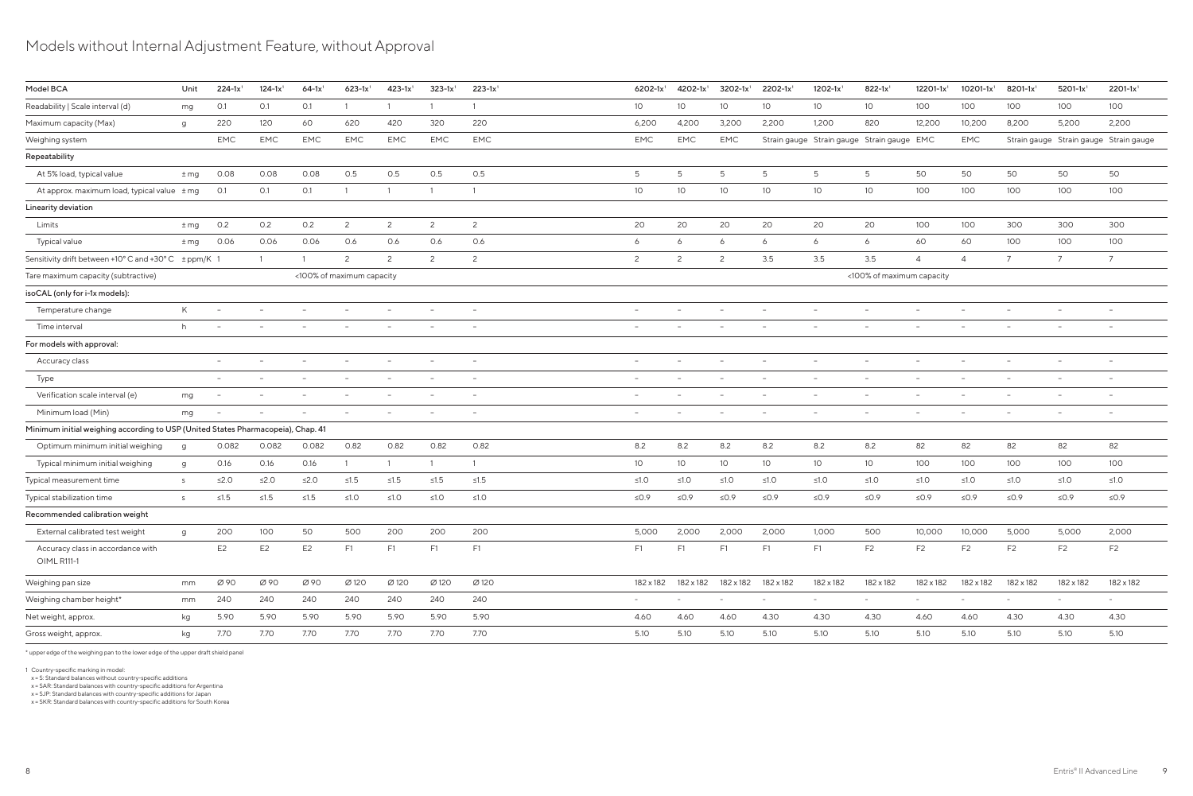# Models without Internal Adjustment Feature, without Approval

| Model BCA | Unit | 224-1x[1] | 124-1x[1] | 64-1x[1] | 623-1x[1] | 423-1x[1] | 323-1x[1] | 223-1x[1] | 6202-1x[1] | 4202-1x[1] | 3202-1x[1] | 2202-1x[1] | 1202-1x[1] | 822-1x[1] | 12201-1x[1] | 10201-1x[1] | 8201-1x[1] | 5201-1x[1] | 2201-1x[1] |
|---|---|---|---|---|---|---|---|---|---|---|---|---|---|---|---|---|---|---|---|
| Readability \| Scale interval (d) | mg | 0.1 | 0.1 | 0.1 | 1 | 1 | 1 | 1 | 10 | 10 | 10 | 10 | 10 | 10 | 100 | 100 | 100 | 100 | 100 |
| Maximum capacity (Max) | g | 220 | 120 | 60 | 620 | 420 | 320 | 220 | 6,200 | 4,200 | 3,200 | 2,200 | 1,200 | 820 | 12,200 | 10,200 | 8,200 | 5,200 | 2,200 |
| Weighing system | | EMC | EMC | EMC | EMC | EMC | EMC | EMC | EMC | EMC | EMC | Strain gauge | Strain gauge | Strain gauge | EMC | EMC | Strain gauge | Strain gauge | Strain gauge |
| Repeatability | | | | | | | | | | | | | | | | | | | |
| At 5% load, typical value | ± mg | 0.08 | 0.08 | 0.08 | 0.5 | 0.5 | 0.5 | 0.5 | 5 | 5 | 5 | 5 | 5 | 5 | 50 | 50 | 50 | 50 | 50 |
| At approx. maximum load, typical value | ± mg | 0.1 | 0.1 | 0.1 | 1 | 1 | 1 | 1 | 10 | 10 | 10 | 10 | 10 | 10 | 100 | 100 | 100 | 100 | 100 |
| Linearity deviation | | | | | | | | | | | | | | | | | | | |
| Limits | ± mg | 0.2 | 0.2 | 0.2 | 2 | 2 | 2 | 2 | 20 | 20 | 20 | 20 | 20 | 20 | 100 | 100 | 300 | 300 | 300 |
| Typical value | ± mg | 0.06 | 0.06 | 0.06 | 0.6 | 0.6 | 0.6 | 0.6 | 6 | 6 | 6 | 6 | 6 | 6 | 60 | 60 | 100 | 100 | 100 |
| Sensitivity drift between +10° C and +30° C | ± ppm/K | 1 | 1 | 1 | 2 | 2 | 2 | 2 | 2 | 2 | 2 | 3.5 | 3.5 | 3.5 | 4 | 4 | 7 | 7 | 7 |
| Tare maximum capacity (subtractive) | | <100% of maximum capacity | | | | | | | <100% of maximum capacity | | | | | | | | | | |
| isoCAL (only for i-1x models): | | | | | | | | | | | | | | | | | | | |
| Temperature change | K | – | – | – | – | – | – | – | – | – | – | – | – | – | – | – | – | – | – |
| Time interval | h | – | – | – | – | – | – | – | – | – | – | – | – | – | – | – | – | – | – |
| For models with approval: | | | | | | | | | | | | | | | | | | | |
| Accuracy class | | – | – | – | – | – | – | – | – | – | – | – | – | – | – | – | – | – | – |
| Type | | – | – | – | – | – | – | – | – | – | – | – | – | – | – | – | – | – | – |
| Verification scale interval (e) | mg | – | – | – | – | – | – | – | – | – | – | – | – | – | – | – | – | – | – |
| Minimum load (Min) | mg | – | – | – | – | – | – | – | – | – | – | – | – | – | – | – | – | – | – |
| Minimum initial weighing according to USP (United States Pharmacopeia), Chap. 41 | | | | | | | | | | | | | | | | | | | |
| Optimum minimum initial weighing | g | 0.082 | 0.082 | 0.082 | 0.82 | 0.82 | 0.82 | 0.82 | 8.2 | 8.2 | 8.2 | 8.2 | 8.2 | 8.2 | 82 | 82 | 82 | 82 | 82 |
| Typical minimum initial weighing | g | 0.16 | 0.16 | 0.16 | 1 | 1 | 1 | 1 | 10 | 10 | 10 | 10 | 10 | 10 | 100 | 100 | 100 | 100 | 100 |
| Typical measurement time | s | ≤2.0 | ≤2.0 | ≤2.0 | ≤1.5 | ≤1.5 | ≤1.5 | ≤1.5 | ≤1.0 | ≤1.0 | ≤1.0 | ≤1.0 | ≤1.0 | ≤1.0 | ≤1.0 | ≤1.0 | ≤1.0 | ≤1.0 | ≤1.0 |
| Typical stabilization time | s | ≤1.5 | ≤1.5 | ≤1.5 | ≤1.0 | ≤1.0 | ≤1.0 | ≤1.0 | ≤0.9 | ≤0.9 | ≤0.9 | ≤0.9 | ≤0.9 | ≤0.9 | ≤0.9 | ≤0.9 | ≤0.9 | ≤0.9 | ≤0.9 |
| Recommended calibration weight | | | | | | | | | | | | | | | | | | | |
| External calibrated test weight | g | 200 | 100 | 50 | 500 | 200 | 200 | 200 | 5,000 | 2,000 | 2,000 | 2,000 | 1,000 | 500 | 10,000 | 10,000 | 5,000 | 5,000 | 2,000 |
| Accuracy class in accordance with OIML R111-1 | | E2 | E2 | E2 | F1 | F1 | F1 | F1 | F1 | F1 | F1 | F1 | F1 | F2 | F2 | F2 | F2 | F2 | F2 |
| Weighing pan size | mm | Ø 90 | Ø 90 | Ø 90 | Ø 120 | Ø 120 | Ø 120 | Ø 120 | 182 x 182 | 182 x 182 | 182 x 182 | 182 x 182 | 182 x 182 | 182 x 182 | 182 x 182 | 182 x 182 | 182 x 182 | 182 x 182 | 182 x 182 |
| Weighing chamber height* | mm | 240 | 240 | 240 | 240 | 240 | 240 | 240 | – | – | – | – | – | – | – | – | – | – | – |
| Net weight, approx. | kg | 5.90 | 5.90 | 5.90 | 5.90 | 5.90 | 5.90 | 5.90 | 4.60 | 4.60 | 4.60 | 4.30 | 4.30 | 4.30 | 4.60 | 4.60 | 4.30 | 4.30 | 4.30 |
| Gross weight, approx. | kg | 7.70 | 7.70 | 7.70 | 7.70 | 7.70 | 7.70 | 7.70 | 5.10 | 5.10 | 5.10 | 5.10 | 5.10 | 5.10 | 5.10 | 5.10 | 5.10 | 5.10 | 5.10 |

\* upper edge of the weighing pan to the lower edge of the upper draft shield panel

1 Country-specific marking in model:
x = S: Standard balances without country-specific additions
x = SAR: Standard balances with country-specific additions for Argentina
x = SJP: Standard balances with country-specific additions for Japan
x = SKR: Standard balances with country-specific additions for South Korea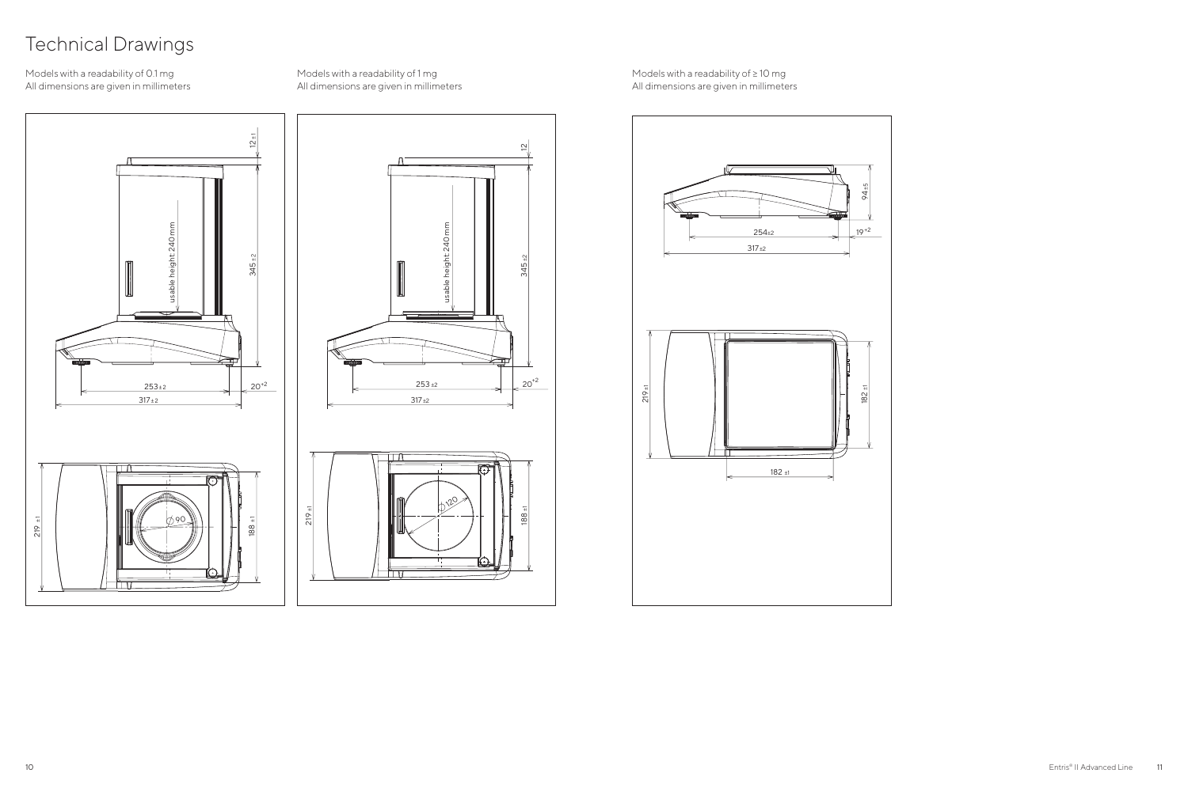# Technical Drawings

Models with a readability of 0.1 mg
All dimensions are given in millimeters

usable height: 240 mm

12 ±1

345 ±2

253 ±2

20 +2

317 ±2

219 ±1

Ø 90

188 ±1

Models with a readability of 1 mg
All dimensions are given in millimeters

usable height: 240 mm

12

345 ±2

253 ±2

20 +2

317 ±2

219 ±1

Ø 120

188 ±1

Models with a readability of ≥ 10 mg
All dimensions are given in millimeters

94 ±5

254 ±2

19 +2

317 ±2

219 ±1

182 ±1

182 ±1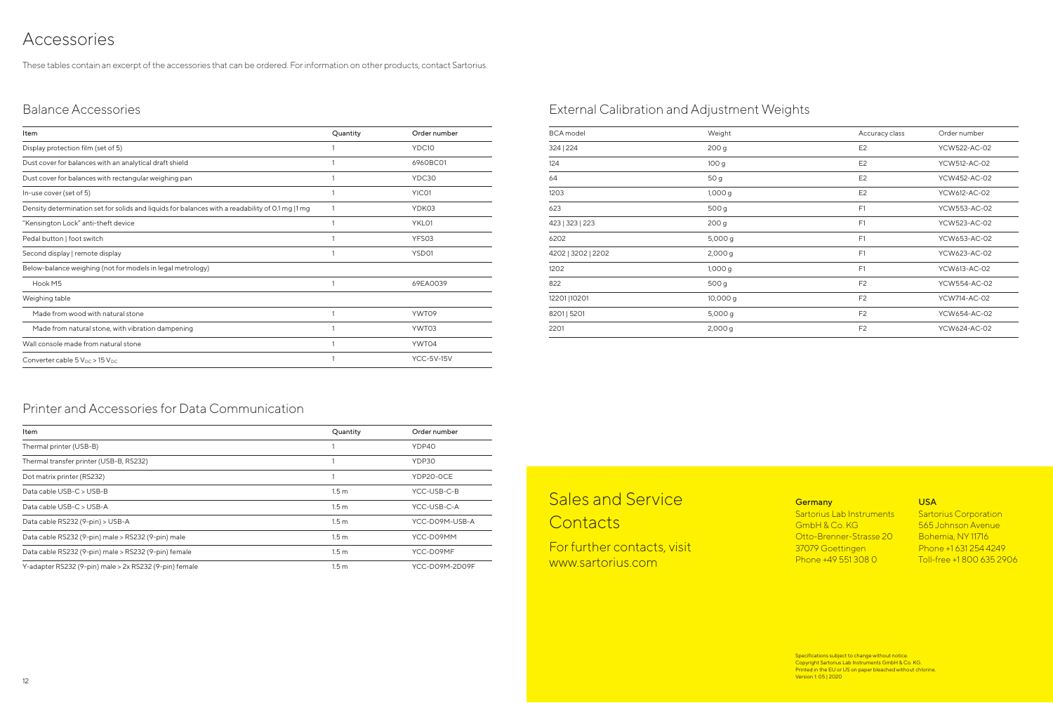# Accessories

These tables contain an excerpt of the accessories that can be ordered. For information on other products, contact Sartorius.

## Balance Accessories

| Item | Quantity | Order number |
|---|---|---|
| Display protection film (set of 5) | 1 | YDC10 |
| Dust cover for balances with an analytical draft shield | 1 | 6960BC01 |
| Dust cover for balances with rectangular weighing pan | 1 | YDC30 |
| In-use cover (set of 5) | 1 | YIC01 |
| Density determination set for solids and liquids for balances with a readability of 0.1 mg \|1 mg | 1 | YDK03 |
| "Kensington Lock" anti-theft device | 1 | YKL01 |
| Pedal button \| foot switch | 1 | YFS03 |
| Second display \| remote display | 1 | YSD01 |
| Below-balance weighing (not for models in legal metrology) | | |
| Hook M5 | 1 | 69EA0039 |
| Weighing table | | |
| Made from wood with natural stone | 1 | YWT09 |
| Made from natural stone, with vibration dampening | 1 | YWT03 |
| Wall console made from natural stone | 1 | YWT04 |
| Converter cable 5 $V_{DC}$ > 15 $V_{DC}$ | 1 | YCC-5V-15V |

## Printer and Accessories for Data Communication

| Item | Quantity | Order number |
|---|---|---|
| Thermal printer (USB-B) | 1 | YDP40 |
| Thermal transfer printer (USB-B, RS232) | 1 | YDP30 |
| Dot matrix printer (RS232) | 1 | YDP20-0CE |
| Data cable USB-C > USB-B | 1.5 m | YCC-USB-C-B |
| Data cable USB-C > USB-A | 1.5 m | YCC-USB-C-A |
| Data cable RS232 (9-pin) > USB-A | 1.5 m | YCC-D09M-USB-A |
| Data cable RS232 (9-pin) male > RS232 (9-pin) male | 1.5 m | YCC-D09MM |
| Data cable RS232 (9-pin) male > RS232 (9-pin) female | 1.5 m | YCC-D09MF |
| Y-adapter RS232 (9-pin) male > 2x RS232 (9-pin) female | 1.5 m | YCC-D09M-2D09F |

## External Calibration and Adjustment Weights

| BCA model | Weight | Accuracy class | Order number |
|---|---|---|---|
| 324 \| 224 | 200 g | E2 | YCW522-AC-02 |
| 124 | 100 g | E2 | YCW512-AC-02 |
| 64 | 50 g | E2 | YCW452-AC-02 |
| 1203 | 1,000 g | E2 | YCW612-AC-02 |
| 623 | 500 g | F1 | YCW553-AC-02 |
| 423 \| 323 \| 223 | 200 g | F1 | YCW523-AC-02 |
| 6202 | 5,000 g | F1 | YCW653-AC-02 |
| 4202 \| 3202 \| 2202 | 2,000 g | F1 | YCW623-AC-02 |
| 1202 | 1,000 g | F1 | YCW613-AC-02 |
| 822 | 500 g | F2 | YCW554-AC-02 |
| 12201 \|10201 | 10,000 g | F2 | YCW714-AC-02 |
| 8201 \| 5201 | 5,000 g | F2 | YCW654-AC-02 |
| 2201 | 2,000 g | F2 | YCW624-AC-02 |

## Sales and Service Contacts

For further contacts, visit www.sartorius.com

**Germany**
Sartorius Lab Instruments GmbH & Co. KG
Otto-Brenner-Strasse 20
37079 Goettingen
Phone +49 551 308 0

**USA**
Sartorius Corporation
565 Johnson Avenue
Bohemia, NY 11716
Phone +1 631 254 4249
Toll-free +1 800 635 2906

Specifications subject to change without notice.
Copyright Sartorius Lab Instruments GmbH & Co. KG.
Printed in the EU or US on paper bleached without chlorine.
Version 1: 05 | 2020